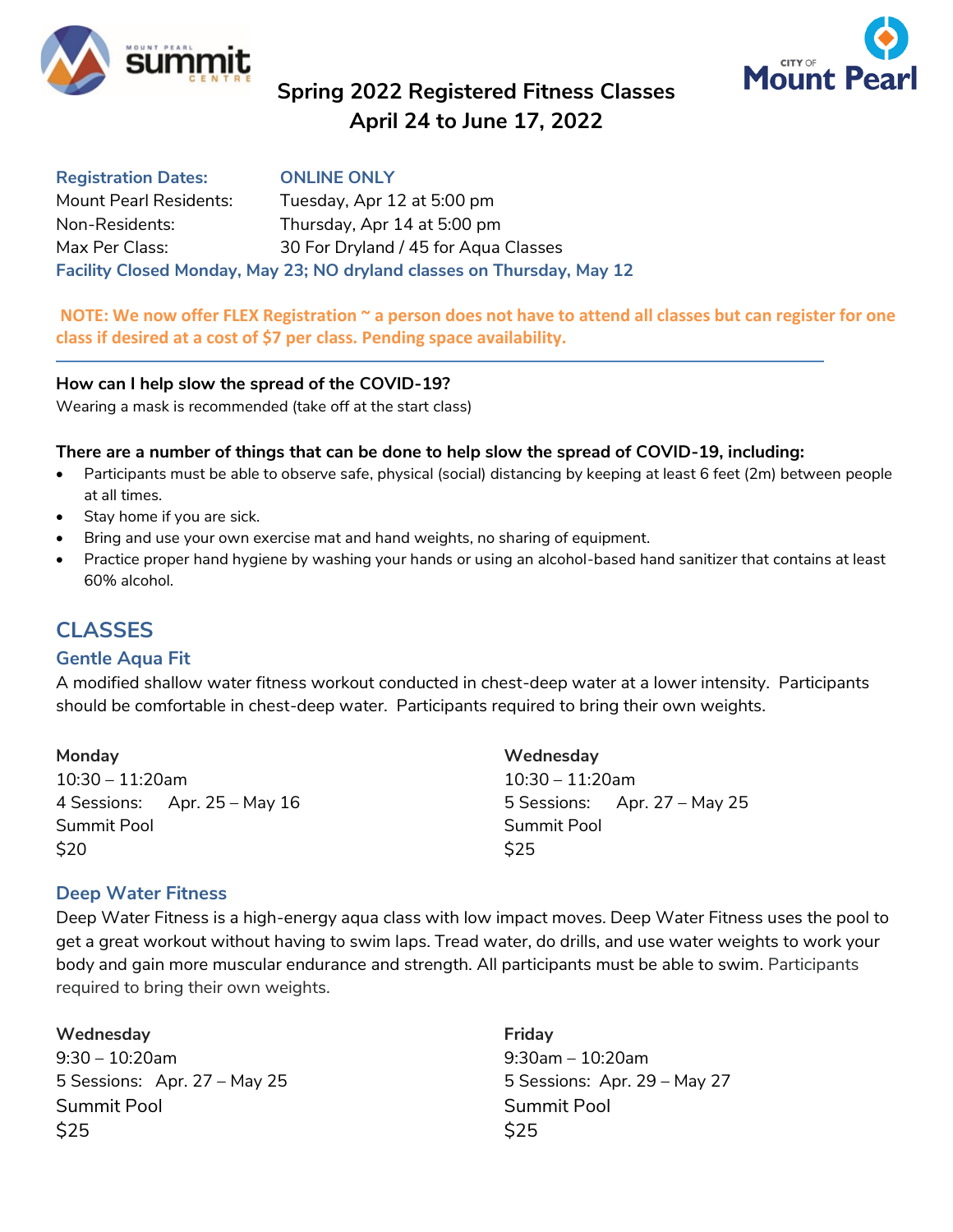# Spring 2022 Registered Fitness Classes
## April 24 to June 17, 2022

**Registration Dates:** **ONLINE ONLY**

Mount Pearl Residents: Tuesday, Apr 12 at 5:00 pm

Non-Residents: Thursday, Apr 14 at 5:00 pm

Max Per Class: 30 For Dryland / 45 for Aqua Classes

**Facility Closed Monday, May 23; NO dryland classes on Thursday, May 12**

**NOTE: We now offer FLEX Registration ~ a person does not have to attend all classes but can register for one class if desired at a cost of $7 per class. Pending space availability.**

---

**How can I help slow the spread of the COVID-19?**

Wearing a mask is recommended (take off at the start class)

**There are a number of things that can be done to help slow the spread of COVID-19, including:**

- Participants must be able to observe safe, physical (social) distancing by keeping at least 6 feet (2m) between people at all times.
- Stay home if you are sick.
- Bring and use your own exercise mat and hand weights, no sharing of equipment.
- Practice proper hand hygiene by washing your hands or using an alcohol-based hand sanitizer that contains at least 60% alcohol.

## CLASSES

### Gentle Aqua Fit

A modified shallow water fitness workout conducted in chest-deep water at a lower intensity. Participants should be comfortable in chest-deep water. Participants required to bring their own weights.

**Monday**
10:30 – 11:20am
4 Sessions: Apr. 25 – May 16
Summit Pool
$20

**Wednesday**
10:30 – 11:20am
5 Sessions: Apr. 27 – May 25
Summit Pool
$25

### Deep Water Fitness

Deep Water Fitness is a high-energy aqua class with low impact moves. Deep Water Fitness uses the pool to get a great workout without having to swim laps. Tread water, do drills, and use water weights to work your body and gain more muscular endurance and strength. All participants must be able to swim. Participants required to bring their own weights.

**Wednesday**
9:30 – 10:20am
5 Sessions: Apr. 27 – May 25
Summit Pool
$25

**Friday**
9:30am – 10:20am
5 Sessions: Apr. 29 – May 27
Summit Pool
$25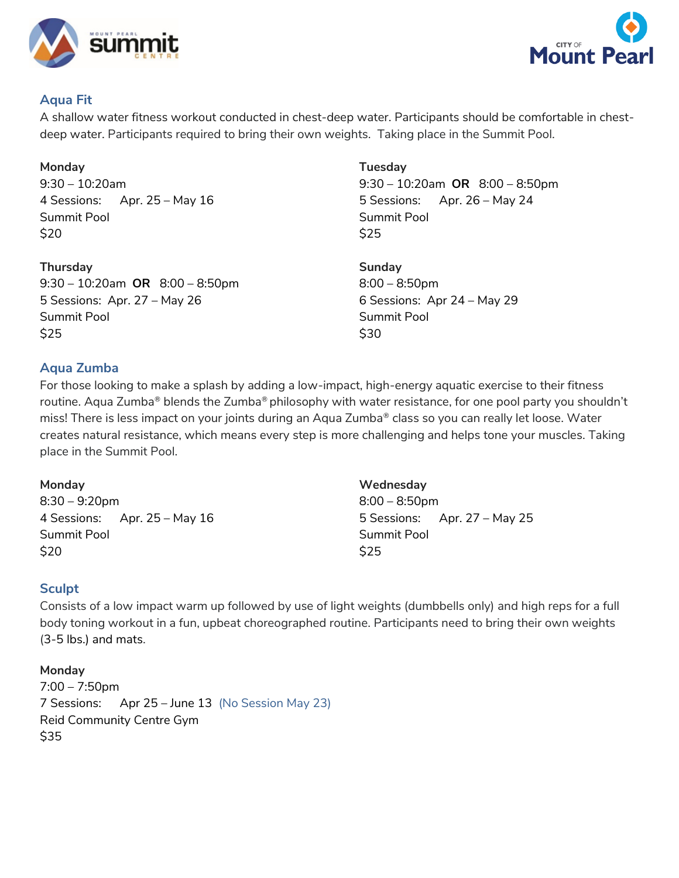## Aqua Fit

A shallow water fitness workout conducted in chest-deep water. Participants should be comfortable in chest-deep water. Participants required to bring their own weights. Taking place in the Summit Pool.

**Monday**
9:30 – 10:20am
4 Sessions: Apr. 25 – May 16
Summit Pool
$20

**Tuesday**
9:30 – 10:20am **OR** 8:00 – 8:50pm
5 Sessions: Apr. 26 – May 24
Summit Pool
$25

**Thursday**
9:30 – 10:20am **OR** 8:00 – 8:50pm
5 Sessions: Apr. 27 – May 26
Summit Pool
$25

**Sunday**
8:00 – 8:50pm
6 Sessions: Apr 24 – May 29
Summit Pool
$30

## Aqua Zumba

For those looking to make a splash by adding a low-impact, high-energy aquatic exercise to their fitness routine. Aqua Zumba® blends the Zumba® philosophy with water resistance, for one pool party you shouldn't miss! There is less impact on your joints during an Aqua Zumba® class so you can really let loose. Water creates natural resistance, which means every step is more challenging and helps tone your muscles. Taking place in the Summit Pool.

**Monday**
8:30 – 9:20pm
4 Sessions: Apr. 25 – May 16
Summit Pool
$20

**Wednesday**
8:00 – 8:50pm
5 Sessions: Apr. 27 – May 25
Summit Pool
$25

## Sculpt

Consists of a low impact warm up followed by use of light weights (dumbbells only) and high reps for a full body toning workout in a fun, upbeat choreographed routine. Participants need to bring their own weights (3-5 lbs.) and mats.

**Monday**
7:00 – 7:50pm
7 Sessions: Apr 25 – June 13 (No Session May 23)
Reid Community Centre Gym
$35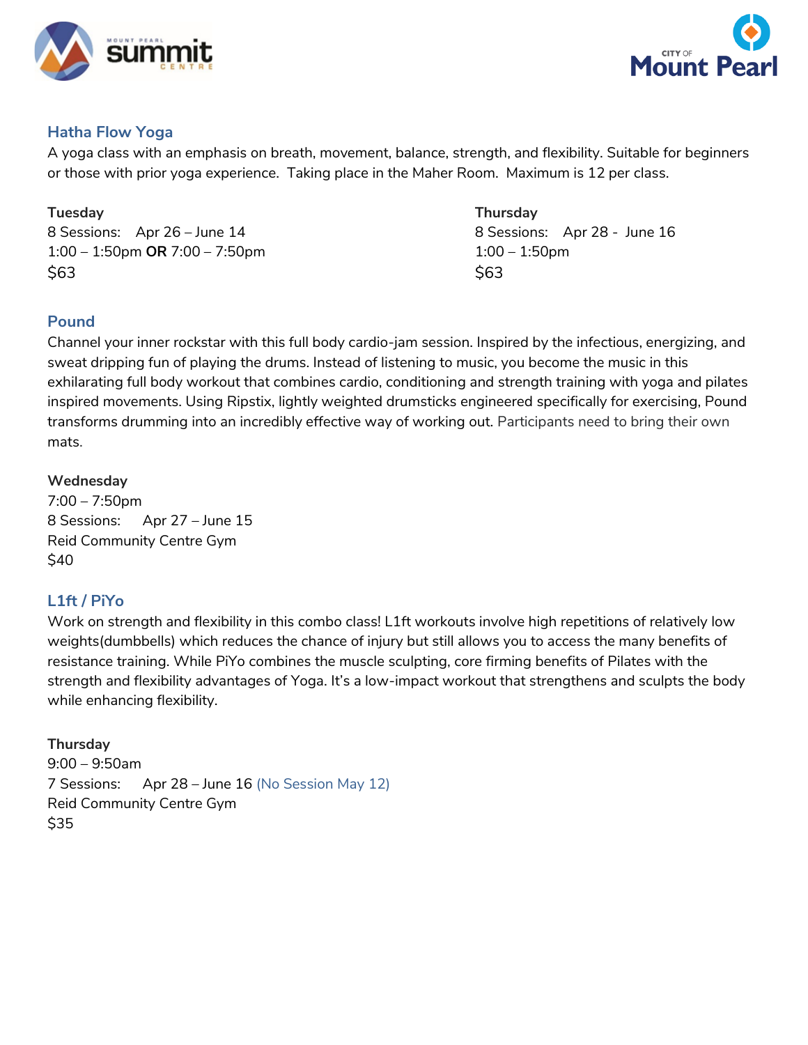## Hatha Flow Yoga

A yoga class with an emphasis on breath, movement, balance, strength, and flexibility. Suitable for beginners or those with prior yoga experience. Taking place in the Maher Room. Maximum is 12 per class.

**Tuesday**
8 Sessions: Apr 26 – June 14
1:00 – 1:50pm **OR** 7:00 – 7:50pm
$63

**Thursday**
8 Sessions: Apr 28 - June 16
1:00 – 1:50pm
$63

## Pound

Channel your inner rockstar with this full body cardio-jam session. Inspired by the infectious, energizing, and sweat dripping fun of playing the drums. Instead of listening to music, you become the music in this exhilarating full body workout that combines cardio, conditioning and strength training with yoga and pilates inspired movements. Using Ripstix, lightly weighted drumsticks engineered specifically for exercising, Pound transforms drumming into an incredibly effective way of working out. Participants need to bring their own mats.

**Wednesday**
7:00 – 7:50pm
8 Sessions: Apr 27 – June 15
Reid Community Centre Gym
$40

## L1ft / PiYo

Work on strength and flexibility in this combo class! L1ft workouts involve high repetitions of relatively low weights(dumbbells) which reduces the chance of injury but still allows you to access the many benefits of resistance training. While PiYo combines the muscle sculpting, core firming benefits of Pilates with the strength and flexibility advantages of Yoga. It's a low-impact workout that strengthens and sculpts the body while enhancing flexibility.

**Thursday**
9:00 – 9:50am
7 Sessions: Apr 28 – June 16 (No Session May 12)
Reid Community Centre Gym
$35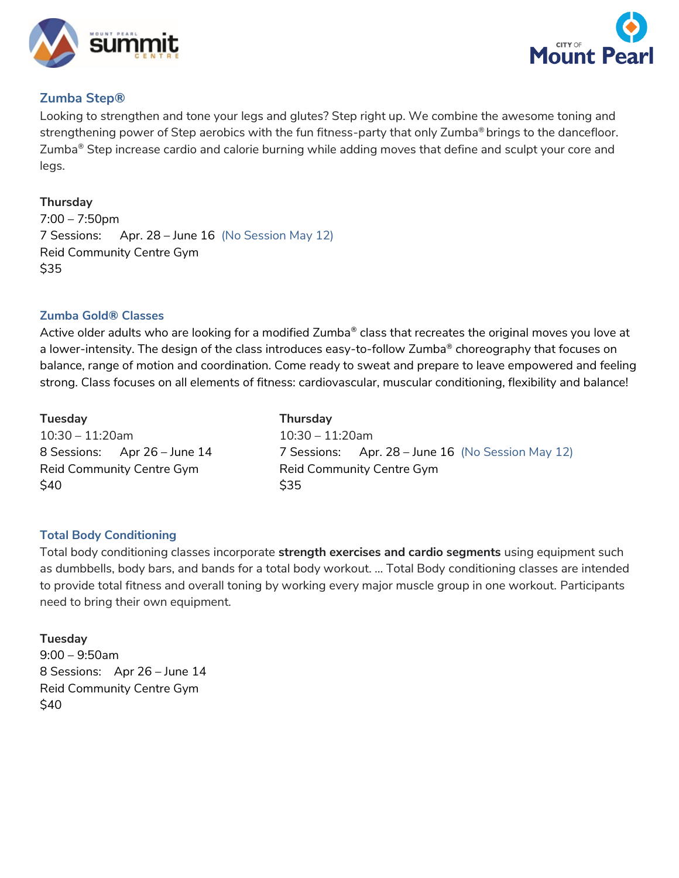## Zumba Step®

Looking to strengthen and tone your legs and glutes? Step right up. We combine the awesome toning and strengthening power of Step aerobics with the fun fitness-party that only Zumba® brings to the dancefloor. Zumba® Step increase cardio and calorie burning while adding moves that define and sculpt your core and legs.

**Thursday**
7:00 – 7:50pm
7 Sessions: Apr. 28 – June 16 (No Session May 12)
Reid Community Centre Gym
$35

## Zumba Gold® Classes

Active older adults who are looking for a modified Zumba® class that recreates the original moves you love at a lower-intensity. The design of the class introduces easy-to-follow Zumba® choreography that focuses on balance, range of motion and coordination. Come ready to sweat and prepare to leave empowered and feeling strong. Class focuses on all elements of fitness: cardiovascular, muscular conditioning, flexibility and balance!

**Tuesday**
10:30 – 11:20am
8 Sessions: Apr 26 – June 14
Reid Community Centre Gym
$40

**Thursday**
10:30 – 11:20am
7 Sessions: Apr. 28 – June 16 (No Session May 12)
Reid Community Centre Gym
$35

## Total Body Conditioning

Total body conditioning classes incorporate **strength exercises and cardio segments** using equipment such as dumbbells, body bars, and bands for a total body workout. ... Total Body conditioning classes are intended to provide total fitness and overall toning by working every major muscle group in one workout. Participants need to bring their own equipment.

**Tuesday**
9:00 – 9:50am
8 Sessions: Apr 26 – June 14
Reid Community Centre Gym
$40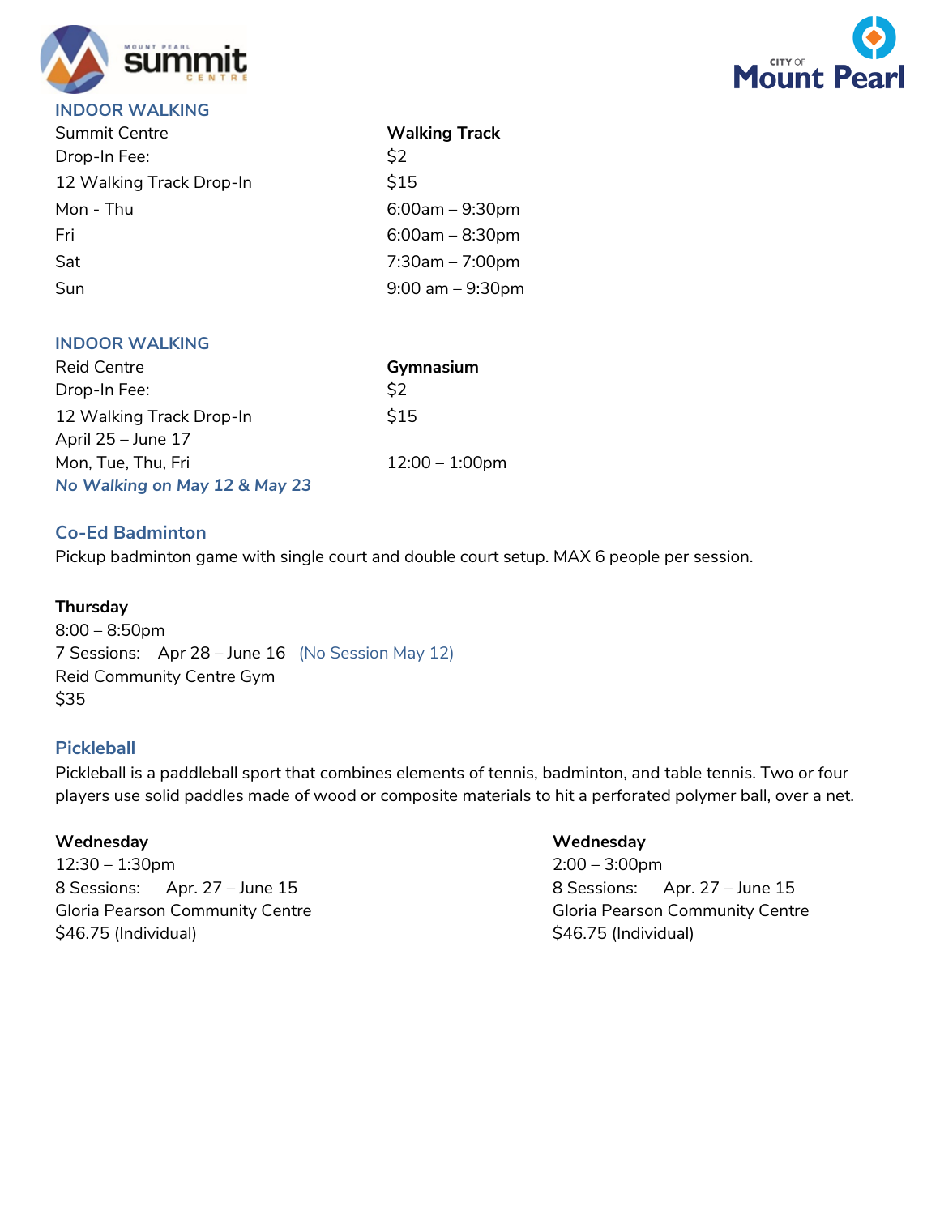## INDOOR WALKING

| | |
|---|---|
| Summit Centre | **Walking Track** |
| Drop-In Fee: | $2 |
| 12 Walking Track Drop-In | $15 |
| Mon - Thu | 6:00am – 9:30pm |
| Fri | 6:00am – 8:30pm |
| Sat | 7:30am – 7:00pm |
| Sun | 9:00 am – 9:30pm |

## INDOOR WALKING

| | |
|---|---|
| Reid Centre | **Gymnasium** |
| Drop-In Fee: | $2 |
| 12 Walking Track Drop-In | $15 |
| April 25 – June 17 | |
| Mon, Tue, Thu, Fri | 12:00 – 1:00pm |

***No Walking on May 12 & May 23***

## Co-Ed Badminton

Pickup badminton game with single court and double court setup. MAX 6 people per session.

**Thursday**
8:00 – 8:50pm
7 Sessions: Apr 28 – June 16 (No Session May 12)
Reid Community Centre Gym
$35

## Pickleball

Pickleball is a paddleball sport that combines elements of tennis, badminton, and table tennis. Two or four players use solid paddles made of wood or composite materials to hit a perforated polymer ball, over a net.

**Wednesday**
12:30 – 1:30pm
8 Sessions: Apr. 27 – June 15
Gloria Pearson Community Centre
$46.75 (Individual)

**Wednesday**
2:00 – 3:00pm
8 Sessions: Apr. 27 – June 15
Gloria Pearson Community Centre
$46.75 (Individual)